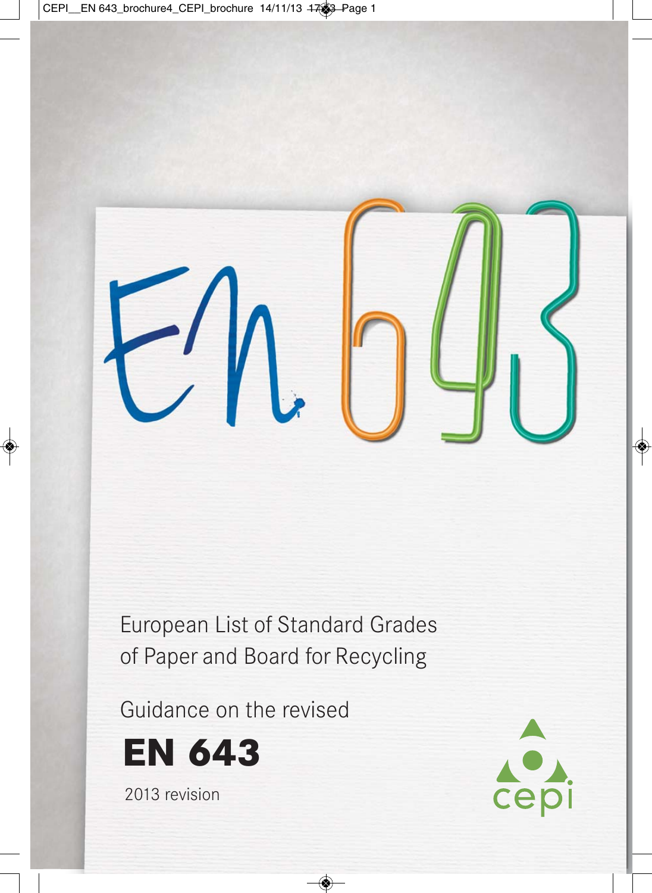# EN 643

European List of Standard Grades of Paper and Board for Recycling

Guidance on the revised

## EN 643

2013 revision

cepi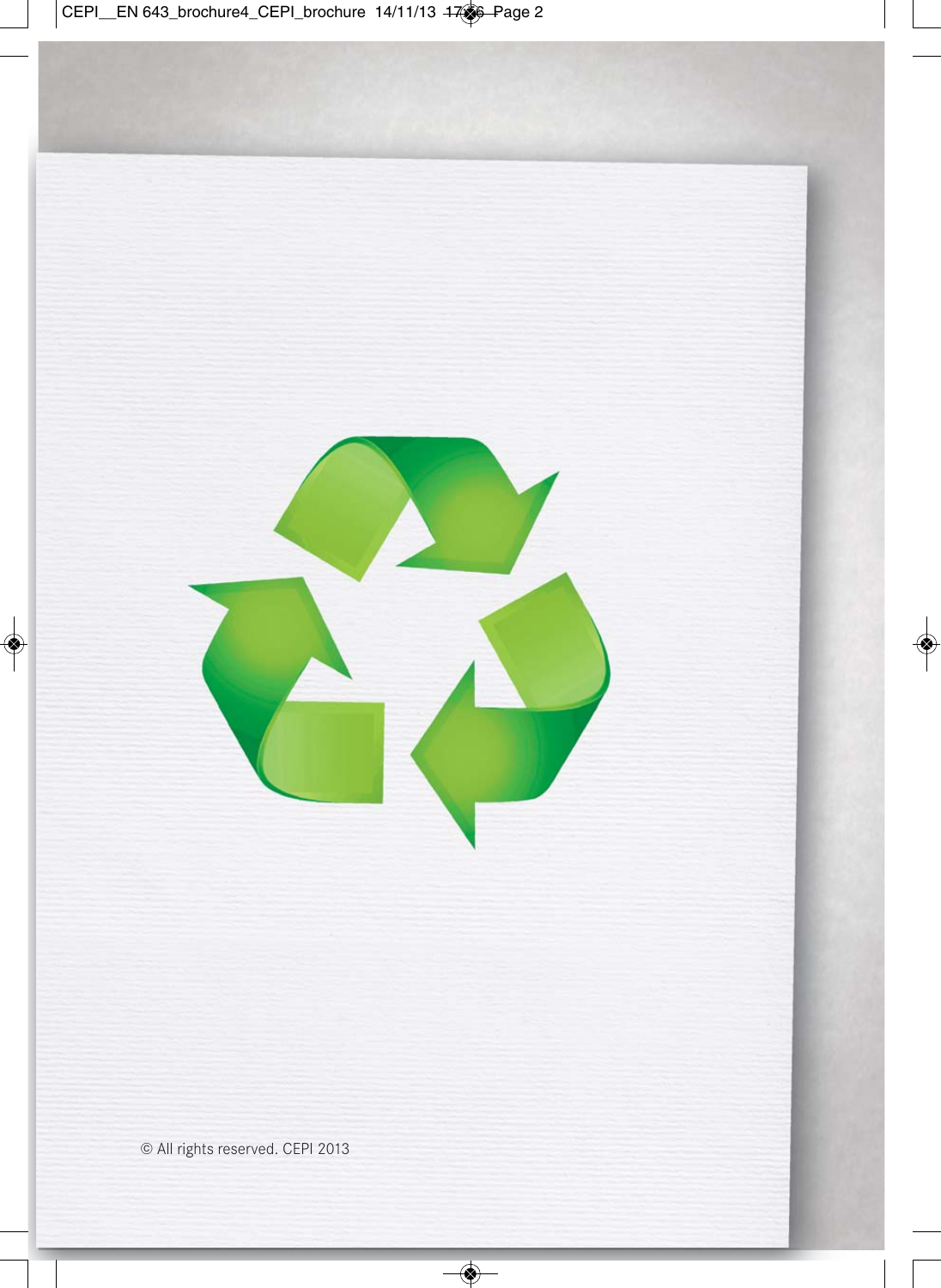© All rights reserved. CEPI 2013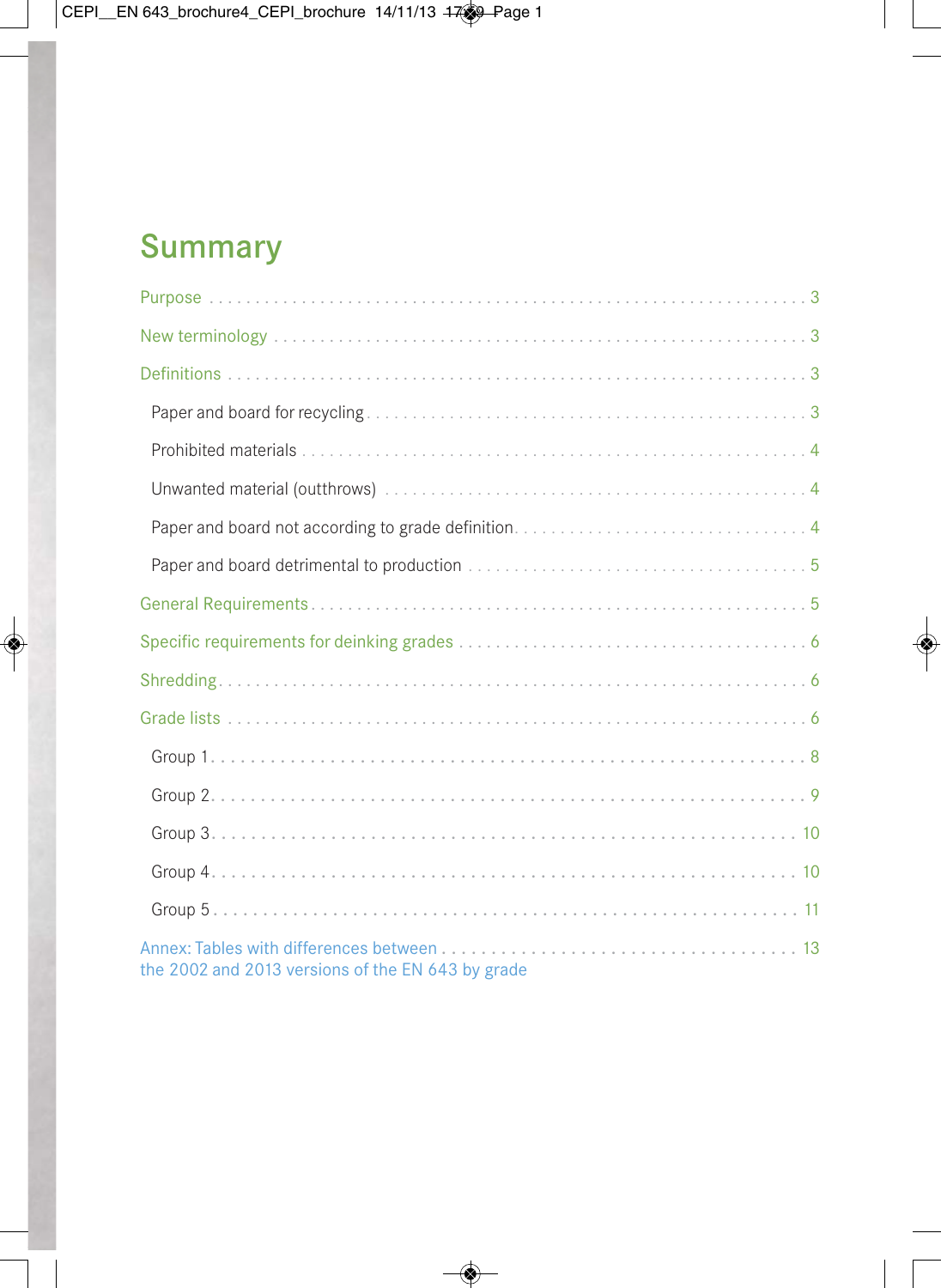# Summary

- Purpose ... 3
- New terminology ... 3
- Definitions ... 3
  - Paper and board for recycling ... 3
  - Prohibited materials ... 4
  - Unwanted material (outthrows) ... 4
  - Paper and board not according to grade definition ... 4
  - Paper and board detrimental to production ... 5
- General Requirements ... 5
- Specific requirements for deinking grades ... 6
- Shredding ... 6
- Grade lists ... 6
  - Group 1 ... 8
  - Group 2 ... 9
  - Group 3 ... 10
  - Group 4 ... 10
  - Group 5 ... 11
- Annex: Tables with differences between the 2002 and 2013 versions of the EN 643 by grade ... 13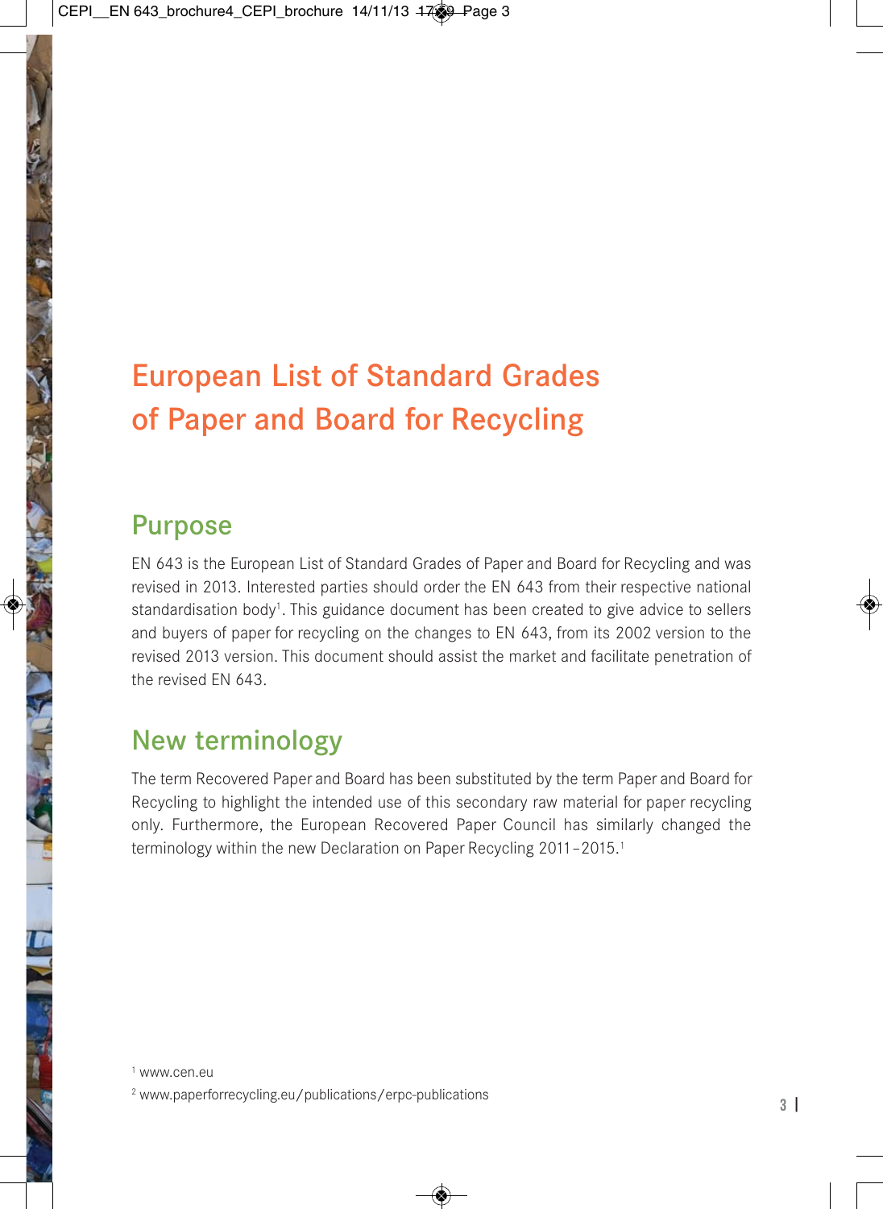# European List of Standard Grades of Paper and Board for Recycling

## Purpose

EN 643 is the European List of Standard Grades of Paper and Board for Recycling and was revised in 2013. Interested parties should order the EN 643 from their respective national standardisation body[1]. This guidance document has been created to give advice to sellers and buyers of paper for recycling on the changes to EN 643, from its 2002 version to the revised 2013 version. This document should assist the market and facilitate penetration of the revised EN 643.

## New terminology

The term Recovered Paper and Board has been substituted by the term Paper and Board for Recycling to highlight the intended use of this secondary raw material for paper recycling only. Furthermore, the European Recovered Paper Council has similarly changed the terminology within the new Declaration on Paper Recycling 2011 – 2015.[1]

[1] www.cen.eu

[2] www.paperforrecycling.eu/publications/erpc-publications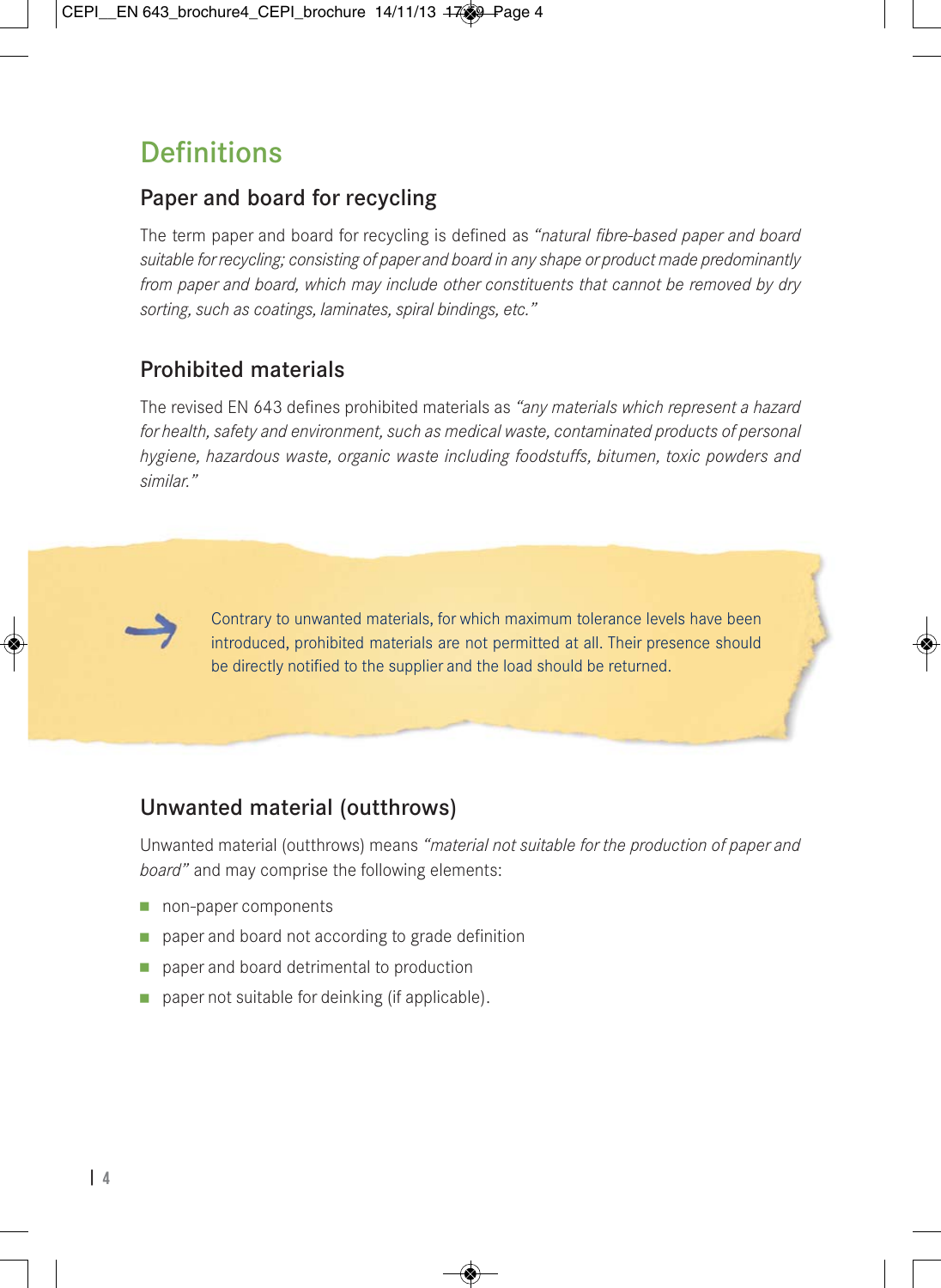# Definitions

## Paper and board for recycling

The term paper and board for recycling is defined as *"natural fibre-based paper and board suitable for recycling; consisting of paper and board in any shape or product made predominantly from paper and board, which may include other constituents that cannot be removed by dry sorting, such as coatings, laminates, spiral bindings, etc."*

## Prohibited materials

The revised EN 643 defines prohibited materials as *"any materials which represent a hazard for health, safety and environment, such as medical waste, contaminated products of personal hygiene, hazardous waste, organic waste including foodstuffs, bitumen, toxic powders and similar."*

Contrary to unwanted materials, for which maximum tolerance levels have been introduced, prohibited materials are not permitted at all. Their presence should be directly notified to the supplier and the load should be returned.

## Unwanted material (outthrows)

Unwanted material (outthrows) means *"material not suitable for the production of paper and board"* and may comprise the following elements:

- non-paper components
- paper and board not according to grade definition
- paper and board detrimental to production
- paper not suitable for deinking (if applicable).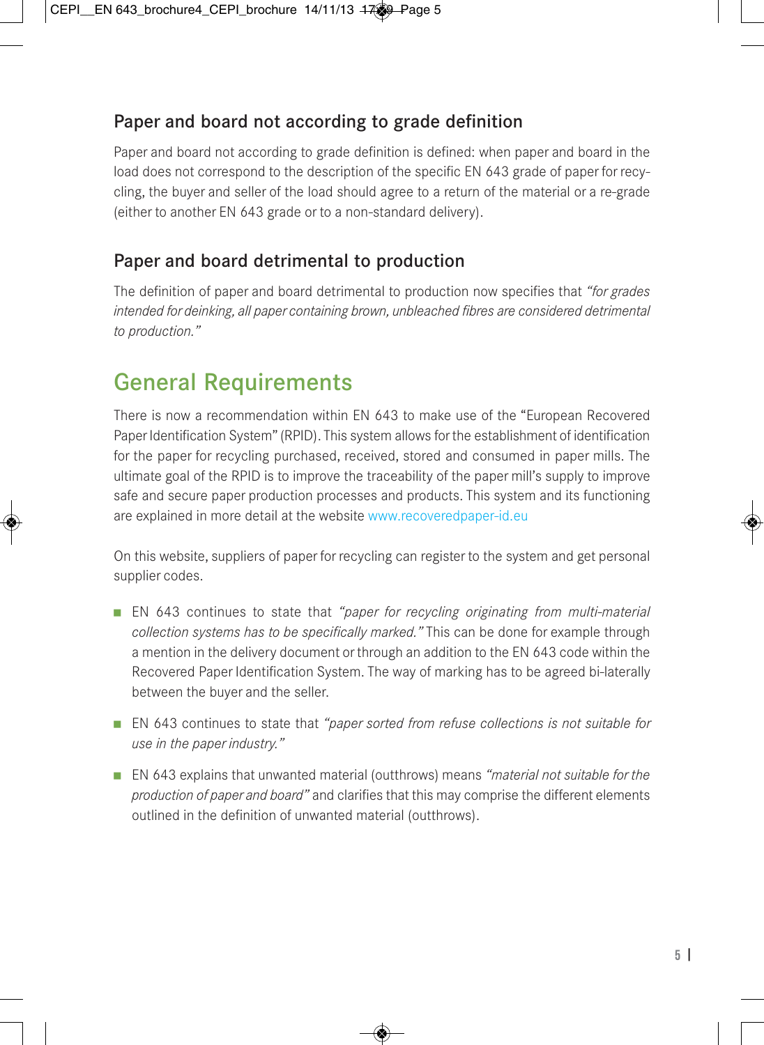### Paper and board not according to grade definition

Paper and board not according to grade definition is defined: when paper and board in the load does not correspond to the description of the specific EN 643 grade of paper for recycling, the buyer and seller of the load should agree to a return of the material or a re-grade (either to another EN 643 grade or to a non-standard delivery).

### Paper and board detrimental to production

The definition of paper and board detrimental to production now specifies that *"for grades intended for deinking, all paper containing brown, unbleached fibres are considered detrimental to production."*

## General Requirements

There is now a recommendation within EN 643 to make use of the "European Recovered Paper Identification System" (RPID). This system allows for the establishment of identification for the paper for recycling purchased, received, stored and consumed in paper mills. The ultimate goal of the RPID is to improve the traceability of the paper mill's supply to improve safe and secure paper production processes and products. This system and its functioning are explained in more detail at the website www.recoveredpaper-id.eu

On this website, suppliers of paper for recycling can register to the system and get personal supplier codes.

- EN 643 continues to state that *"paper for recycling originating from multi-material collection systems has to be specifically marked."* This can be done for example through a mention in the delivery document or through an addition to the EN 643 code within the Recovered Paper Identification System. The way of marking has to be agreed bi-laterally between the buyer and the seller.
- EN 643 continues to state that *"paper sorted from refuse collections is not suitable for use in the paper industry."*
- EN 643 explains that unwanted material (outthrows) means *"material not suitable for the production of paper and board"* and clarifies that this may comprise the different elements outlined in the definition of unwanted material (outthrows).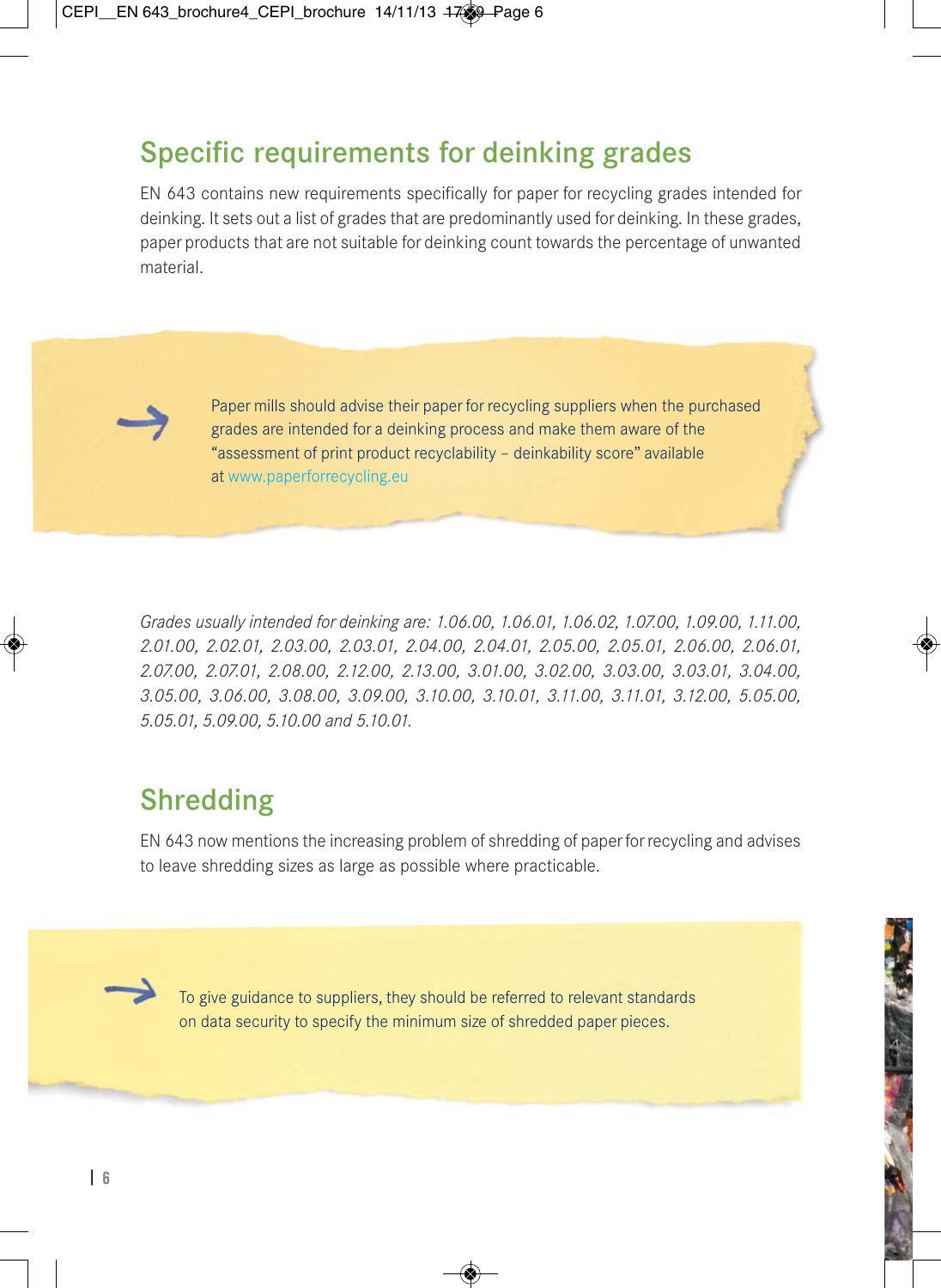## Specific requirements for deinking grades

EN 643 contains new requirements specifically for paper for recycling grades intended for deinking. It sets out a list of grades that are predominantly used for deinking. In these grades, paper products that are not suitable for deinking count towards the percentage of unwanted material.

Paper mills should advise their paper for recycling suppliers when the purchased grades are intended for a deinking process and make them aware of the "assessment of print product recyclability – deinkability score" available at www.paperforrecycling.eu

*Grades usually intended for deinking are: 1.06.00, 1.06.01, 1.06.02, 1.07.00, 1.09.00, 1.11.00, 2.01.00, 2.02.01, 2.03.00, 2.03.01, 2.04.00, 2.04.01, 2.05.00, 2.05.01, 2.06.00, 2.06.01, 2.07.00, 2.07.01, 2.08.00, 2.12.00, 2.13.00, 3.01.00, 3.02.00, 3.03.00, 3.03.01, 3.04.00, 3.05.00, 3.06.00, 3.08.00, 3.09.00, 3.10.00, 3.10.01, 3.11.00, 3.11.01, 3.12.00, 5.05.00, 5.05.01, 5.09.00, 5.10.00 and 5.10.01.*

## Shredding

EN 643 now mentions the increasing problem of shredding of paper for recycling and advises to leave shredding sizes as large as possible where practicable.

To give guidance to suppliers, they should be referred to relevant standards on data security to specify the minimum size of shredded paper pieces.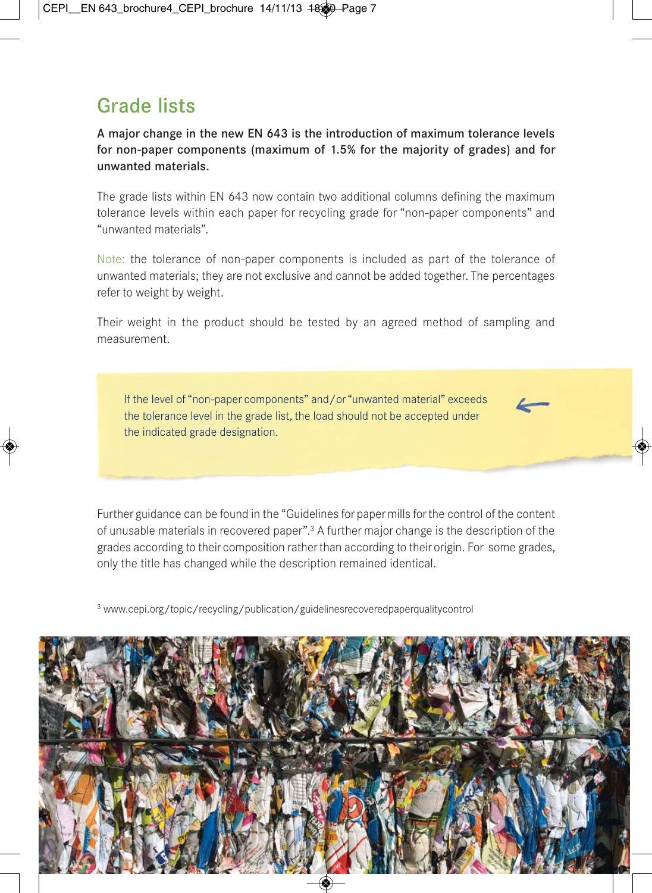## Grade lists

**A major change in the new EN 643 is the introduction of maximum tolerance levels for non-paper components (maximum of 1.5% for the majority of grades) and for unwanted materials.**

The grade lists within EN 643 now contain two additional columns defining the maximum tolerance levels within each paper for recycling grade for "non-paper components" and "unwanted materials".

Note: the tolerance of non-paper components is included as part of the tolerance of unwanted materials; they are not exclusive and cannot be added together. The percentages refer to weight by weight.

Their weight in the product should be tested by an agreed method of sampling and measurement.

If the level of "non-paper components" and/or "unwanted material" exceeds the tolerance level in the grade list, the load should not be accepted under the indicated grade designation.

Further guidance can be found in the "Guidelines for paper mills for the control of the content of unusable materials in recovered paper".[3] A further major change is the description of the grades according to their composition rather than according to their origin. For some grades, only the title has changed while the description remained identical.

[3] www.cepi.org/topic/recycling/publication/guidelinesrecoveredpaperqualitycontrol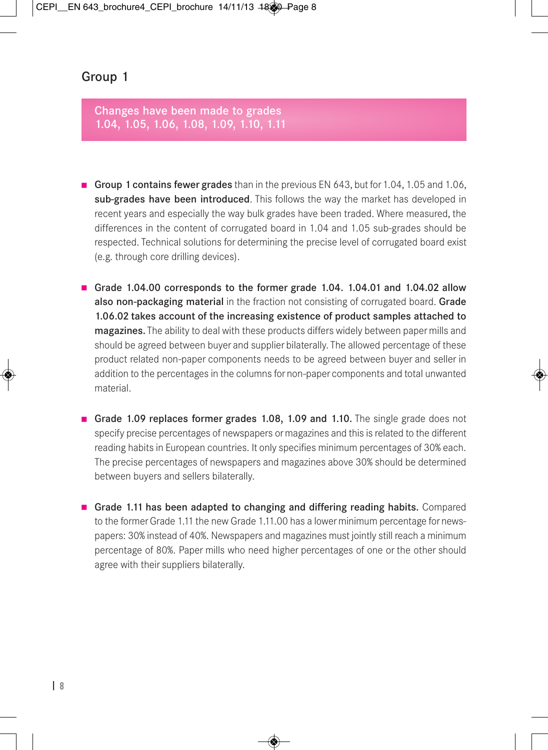## Group 1

**Changes have been made to grades 1.04, 1.05, 1.06, 1.08, 1.09, 1.10, 1.11**

- **Group 1 contains fewer grades** than in the previous EN 643, but for 1.04, 1.05 and 1.06, **sub-grades have been introduced**. This follows the way the market has developed in recent years and especially the way bulk grades have been traded. Where measured, the differences in the content of corrugated board in 1.04 and 1.05 sub-grades should be respected. Technical solutions for determining the precise level of corrugated board exist (e.g. through core drilling devices).

- **Grade 1.04.00 corresponds to the former grade 1.04. 1.04.01 and 1.04.02 allow also non-packaging material** in the fraction not consisting of corrugated board. **Grade 1.06.02 takes account of the increasing existence of product samples attached to magazines.** The ability to deal with these products differs widely between paper mills and should be agreed between buyer and supplier bilaterally. The allowed percentage of these product related non-paper components needs to be agreed between buyer and seller in addition to the percentages in the columns for non-paper components and total unwanted material.

- **Grade 1.09 replaces former grades 1.08, 1.09 and 1.10.** The single grade does not specify precise percentages of newspapers or magazines and this is related to the different reading habits in European countries. It only specifies minimum percentages of 30% each. The precise percentages of newspapers and magazines above 30% should be determined between buyers and sellers bilaterally.

- **Grade 1.11 has been adapted to changing and differing reading habits.** Compared to the former Grade 1.11 the new Grade 1.11.00 has a lower minimum percentage for newspapers: 30% instead of 40%. Newspapers and magazines must jointly still reach a minimum percentage of 80%. Paper mills who need higher percentages of one or the other should agree with their suppliers bilaterally.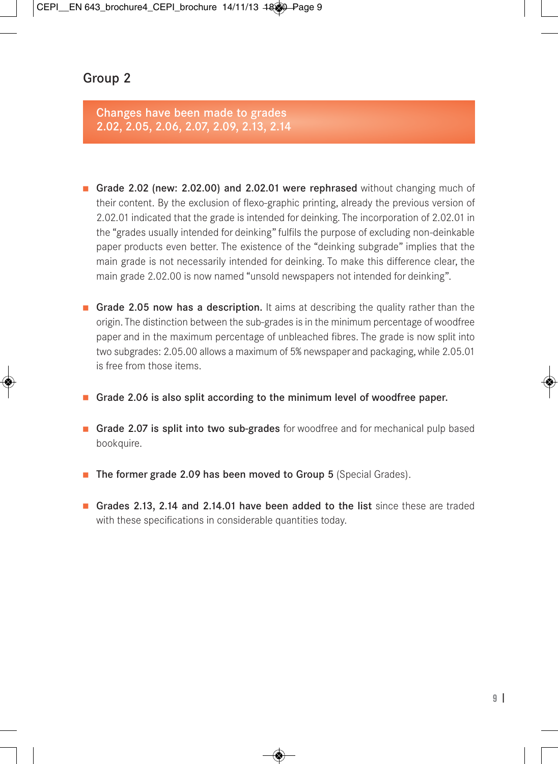## Group 2

**Changes have been made to grades 2.02, 2.05, 2.06, 2.07, 2.09, 2.13, 2.14**

- **Grade 2.02 (new: 2.02.00) and 2.02.01 were rephrased** without changing much of their content. By the exclusion of flexo-graphic printing, already the previous version of 2.02.01 indicated that the grade is intended for deinking. The incorporation of 2.02.01 in the "grades usually intended for deinking" fulfils the purpose of excluding non-deinkable paper products even better. The existence of the "deinking subgrade" implies that the main grade is not necessarily intended for deinking. To make this difference clear, the main grade 2.02.00 is now named "unsold newspapers not intended for deinking".

- **Grade 2.05 now has a description.** It aims at describing the quality rather than the origin. The distinction between the sub-grades is in the minimum percentage of woodfree paper and in the maximum percentage of unbleached fibres. The grade is now split into two subgrades: 2.05.00 allows a maximum of 5% newspaper and packaging, while 2.05.01 is free from those items.

- **Grade 2.06 is also split according to the minimum level of woodfree paper.**

- **Grade 2.07 is split into two sub-grades** for woodfree and for mechanical pulp based bookquire.

- **The former grade 2.09 has been moved to Group 5** (Special Grades).

- **Grades 2.13, 2.14 and 2.14.01 have been added to the list** since these are traded with these specifications in considerable quantities today.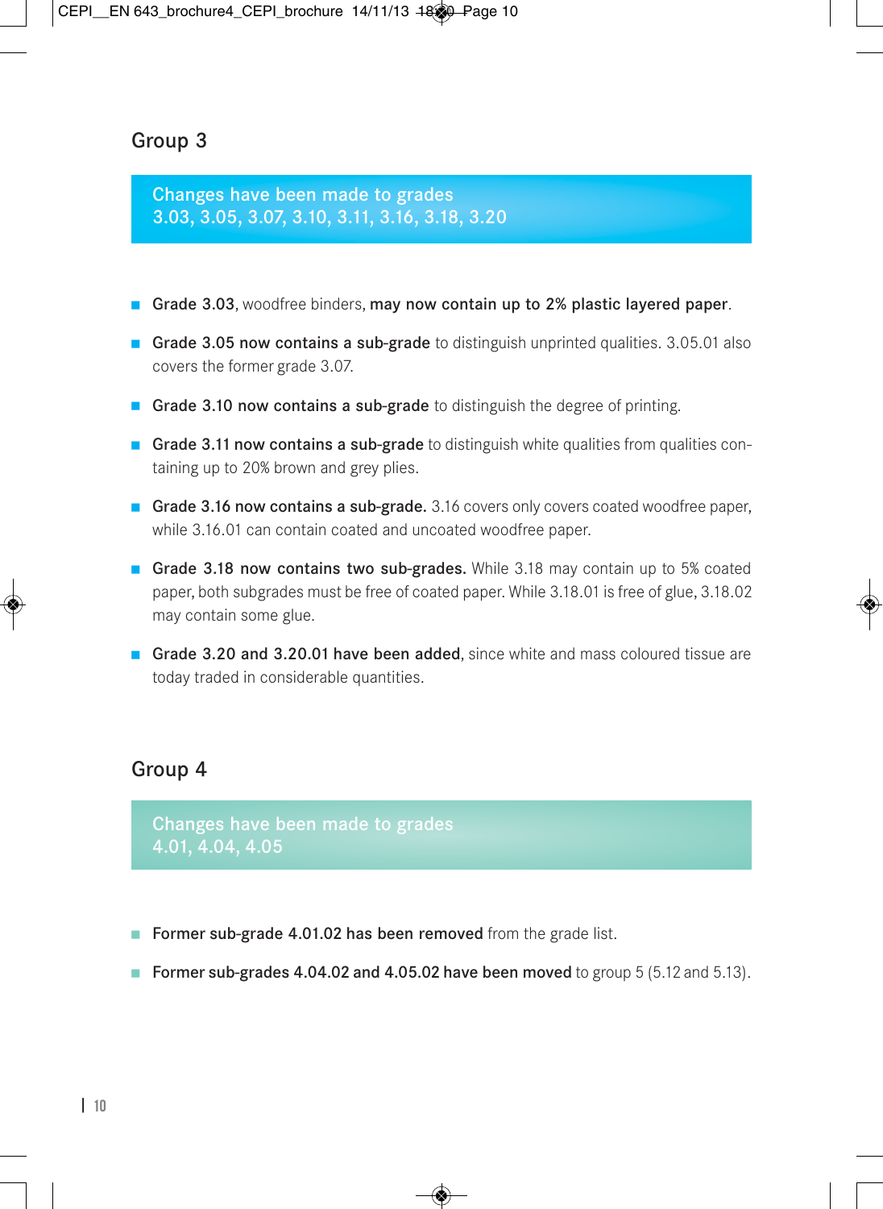## Group 3

**Changes have been made to grades 3.03, 3.05, 3.07, 3.10, 3.11, 3.16, 3.18, 3.20**

- **Grade 3.03**, woodfree binders, **may now contain up to 2% plastic layered paper**.
- **Grade 3.05 now contains a sub-grade** to distinguish unprinted qualities. 3.05.01 also covers the former grade 3.07.
- **Grade 3.10 now contains a sub-grade** to distinguish the degree of printing.
- **Grade 3.11 now contains a sub-grade** to distinguish white qualities from qualities containing up to 20% brown and grey plies.
- **Grade 3.16 now contains a sub-grade.** 3.16 covers only covers coated woodfree paper, while 3.16.01 can contain coated and uncoated woodfree paper.
- **Grade 3.18 now contains two sub-grades.** While 3.18 may contain up to 5% coated paper, both subgrades must be free of coated paper. While 3.18.01 is free of glue, 3.18.02 may contain some glue.
- **Grade 3.20 and 3.20.01 have been added**, since white and mass coloured tissue are today traded in considerable quantities.

## Group 4

**Changes have been made to grades 4.01, 4.04, 4.05**

- **Former sub-grade 4.01.02 has been removed** from the grade list.
- **Former sub-grades 4.04.02 and 4.05.02 have been moved** to group 5 (5.12 and 5.13).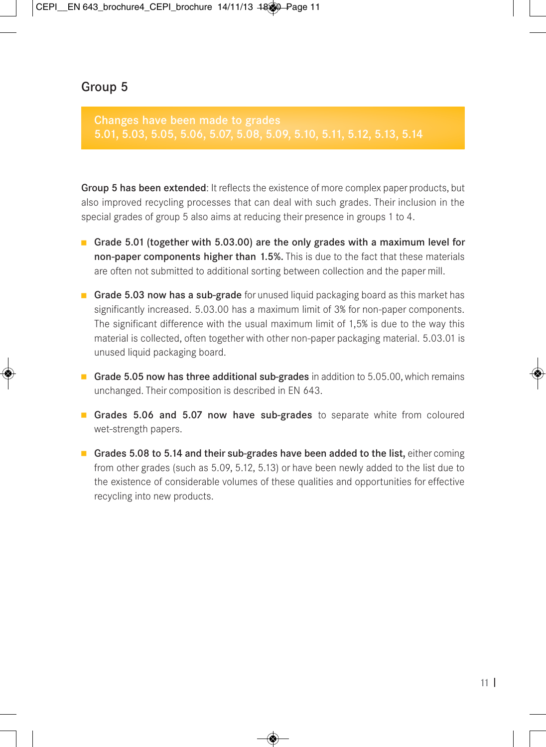## Group 5

**Changes have been made to grades 5.01, 5.03, 5.05, 5.06, 5.07, 5.08, 5.09, 5.10, 5.11, 5.12, 5.13, 5.14**

**Group 5 has been extended**: It reflects the existence of more complex paper products, but also improved recycling processes that can deal with such grades. Their inclusion in the special grades of group 5 also aims at reducing their presence in groups 1 to 4.

- **Grade 5.01 (together with 5.03.00) are the only grades with a maximum level for non-paper components higher than 1.5%.** This is due to the fact that these materials are often not submitted to additional sorting between collection and the paper mill.
- **Grade 5.03 now has a sub-grade** for unused liquid packaging board as this market has significantly increased. 5.03.00 has a maximum limit of 3% for non-paper components. The significant difference with the usual maximum limit of 1,5% is due to the way this material is collected, often together with other non-paper packaging material. 5.03.01 is unused liquid packaging board.
- **Grade 5.05 now has three additional sub-grades** in addition to 5.05.00, which remains unchanged. Their composition is described in EN 643.
- **Grades 5.06 and 5.07 now have sub-grades** to separate white from coloured wet-strength papers.
- **Grades 5.08 to 5.14 and their sub-grades have been added to the list,** either coming from other grades (such as 5.09, 5.12, 5.13) or have been newly added to the list due to the existence of considerable volumes of these qualities and opportunities for effective recycling into new products.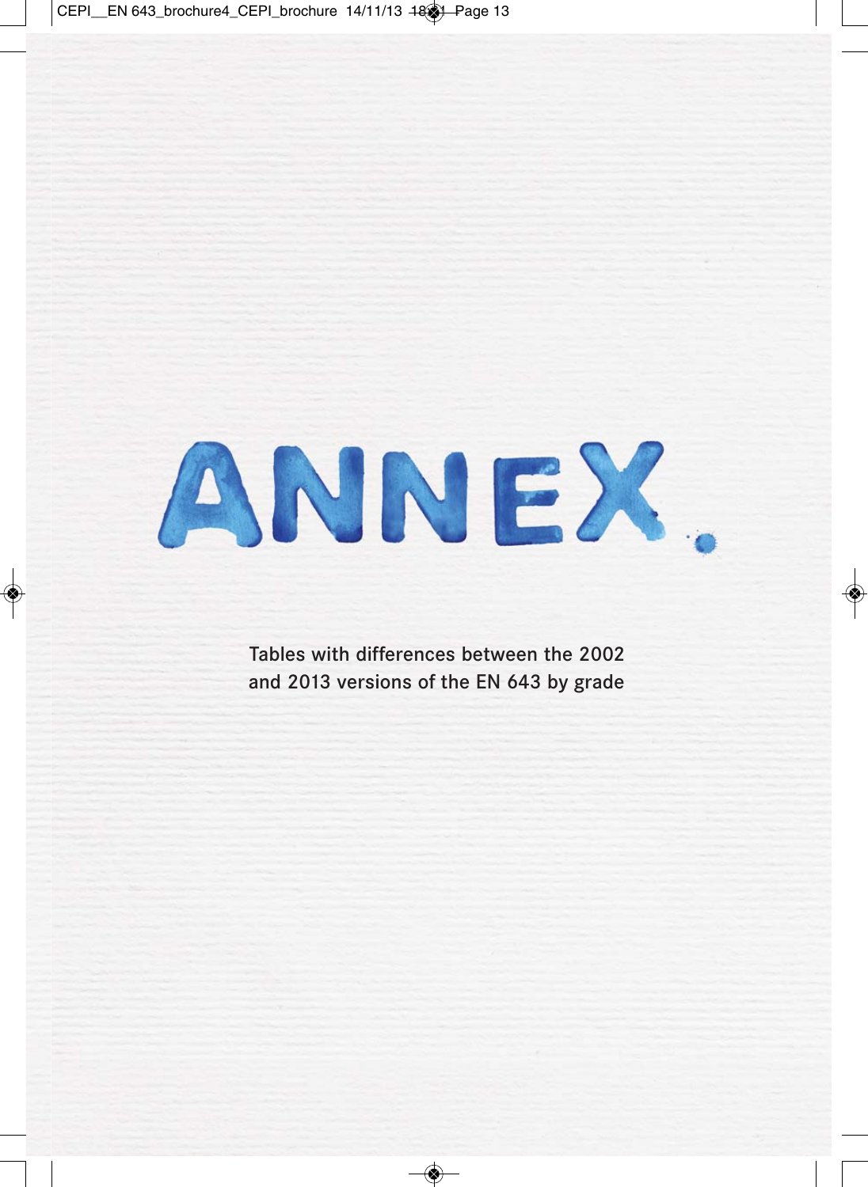# ANNEX.

Tables with differences between the 2002 and 2013 versions of the EN 643 by grade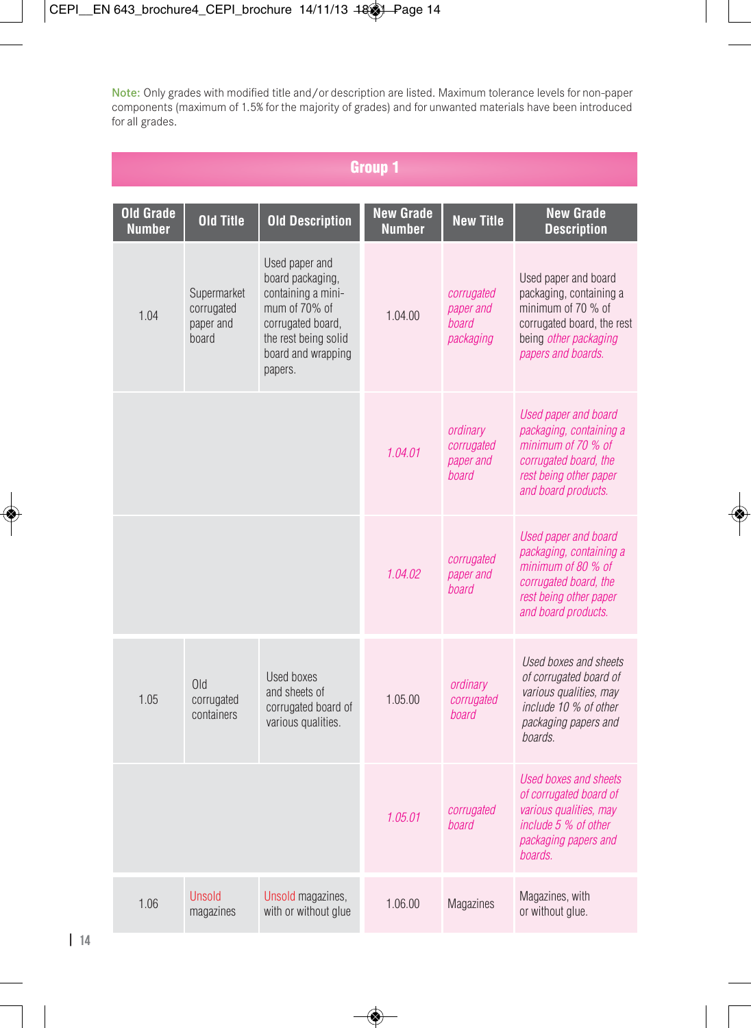**Note:** Only grades with modified title and/or description are listed. Maximum tolerance levels for non-paper components (maximum of 1.5% for the majority of grades) and for unwanted materials have been introduced for all grades.

## Group 1

| Old Grade Number | Old Title | Old Description | New Grade Number | New Title | New Grade Description |
|---|---|---|---|---|---|
| 1.04 | Supermarket corrugated paper and board | Used paper and board packaging, containing a minimum of 70% of corrugated board, the rest being solid board and wrapping papers. | 1.04.00 | *corrugated paper and board packaging* | Used paper and board packaging, containing a minimum of 70 % of corrugated board, the rest being *other packaging papers and boards.* |
| | | | *1.04.01* | *ordinary corrugated paper and board* | *Used paper and board packaging, containing a minimum of 70 % of corrugated board, the rest being other paper and board products.* |
| | | | *1.04.02* | *corrugated paper and board* | *Used paper and board packaging, containing a minimum of 80 % of corrugated board, the rest being other paper and board products.* |
| 1.05 | Old corrugated containers | Used boxes and sheets of corrugated board of various qualities. | 1.05.00 | *ordinary corrugated board* | *Used boxes and sheets of corrugated board of various qualities, may include 10 % of other packaging papers and boards.* |
| | | | *1.05.01* | *corrugated board* | *Used boxes and sheets of corrugated board of various qualities, may include 5 % of other packaging papers and boards.* |
| 1.06 | Unsold magazines | Unsold magazines, with or without glue | 1.06.00 | Magazines | Magazines, with or without glue. |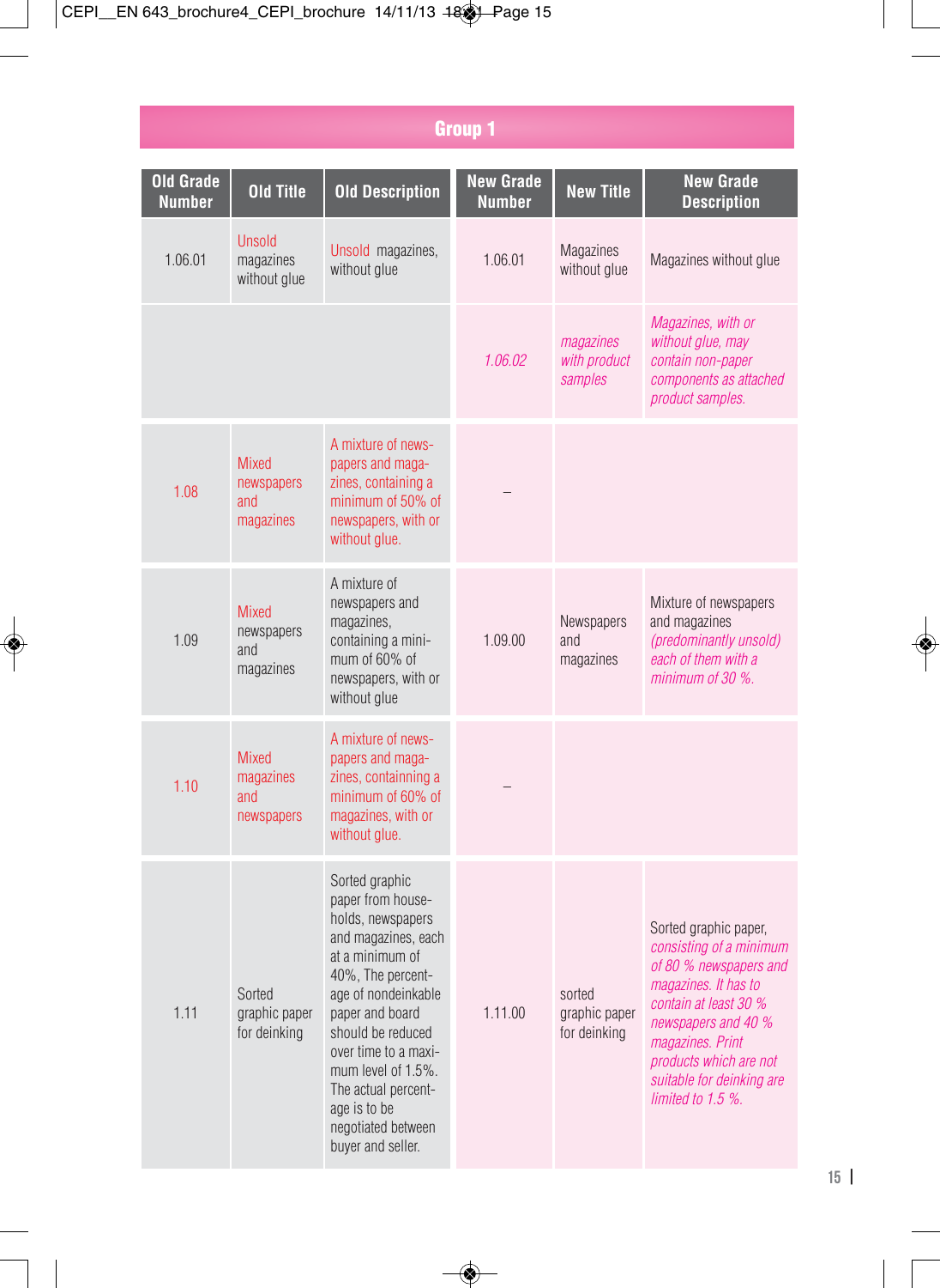## Group 1

| Old Grade Number | Old Title | Old Description | New Grade Number | New Title | New Grade Description |
|---|---|---|---|---|---|
| 1.06.01 | Unsold magazines without glue | Unsold magazines, without glue | 1.06.01 | Magazines without glue | Magazines without glue |
| | | | *1.06.02* | *magazines with product samples* | *Magazines, with or without glue, may contain non-paper components as attached product samples.* |
| 1.08 | Mixed newspapers and magazines | A mixture of newspapers and magazines, containing a minimum of 50% of newspapers, with or without glue. | – | | |
| 1.09 | Mixed newspapers and magazines | A mixture of newspapers and magazines, containing a minimum of 60% of newspapers, with or without glue | 1.09.00 | Newspapers and magazines | Mixture of newspapers and magazines *(predominantly unsold) each of them with a minimum of 30 %.* |
| 1.10 | Mixed magazines and newspapers | A mixture of newspapers and magazines, containning a minimum of 60% of magazines, with or without glue. | – | | |
| 1.11 | Sorted graphic paper for deinking | Sorted graphic paper from households, newspapers and magazines, each at a minimum of 40%, The percentage of nondeinkable paper and board should be reduced over time to a maximum level of 1.5%. The actual percentage is to be negotiated between buyer and seller. | 1.11.00 | sorted graphic paper for deinking | Sorted graphic paper, *consisting of a minimum of 80 % newspapers and magazines. It has to contain at least 30 % newspapers and 40 % magazines. Print products which are not suitable for deinking are limited to 1.5 %.* |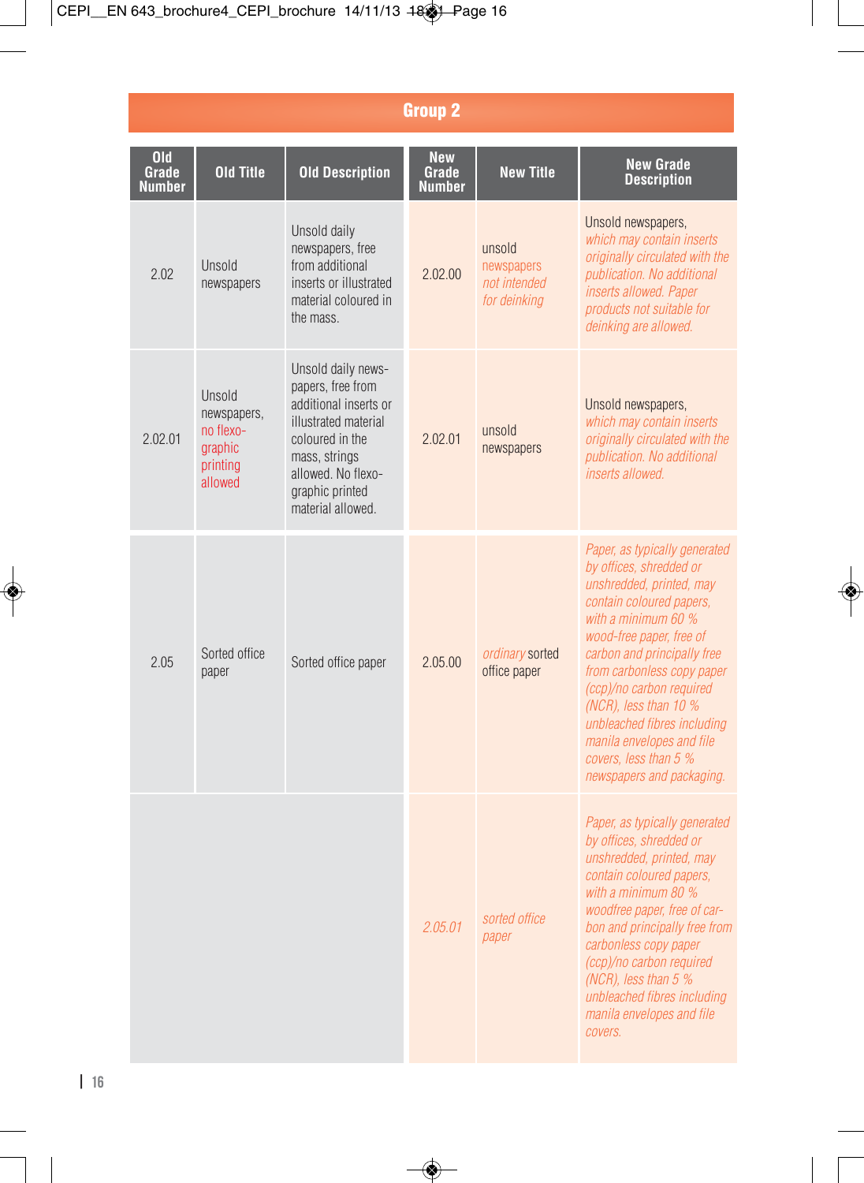## Group 2

| Old Grade Number | Old Title | Old Description | New Grade Number | New Title | New Grade Description |
|---|---|---|---|---|---|
| 2.02 | Unsold newspapers | Unsold daily newspapers, free from additional inserts or illustrated material coloured in the mass. | 2.02.00 | unsold *newspapers not intended for deinking* | Unsold newspapers, *which may contain inserts originally circulated with the publication. No additional inserts allowed. Paper products not suitable for deinking are allowed.* |
| 2.02.01 | Unsold newspapers, no flexo-graphic printing allowed | Unsold daily news-papers, free from additional inserts or illustrated material coloured in the mass, strings allowed. No flexo-graphic printed material allowed. | 2.02.01 | unsold newspapers | Unsold newspapers, *which may contain inserts originally circulated with the publication. No additional inserts allowed.* |
| 2.05 | Sorted office paper | Sorted office paper | 2.05.00 | *ordinary* sorted office paper | *Paper, as typically generated by offices, shredded or unshredded, printed, may contain coloured papers, with a minimum 60 % wood-free paper, free of carbon and principally free from carbonless copy paper (ccp)/no carbon required (NCR), less than 10 % unbleached fibres including manila envelopes and file covers, less than 5 % newspapers and packaging.* |
| | | | *2.05.01* | *sorted office paper* | *Paper, as typically generated by offices, shredded or unshredded, printed, may contain coloured papers, with a minimum 80 % woodfree paper, free of car-bon and principally free from carbonless copy paper (ccp)/no carbon required (NCR), less than 5 % unbleached fibres including manila envelopes and file covers.* |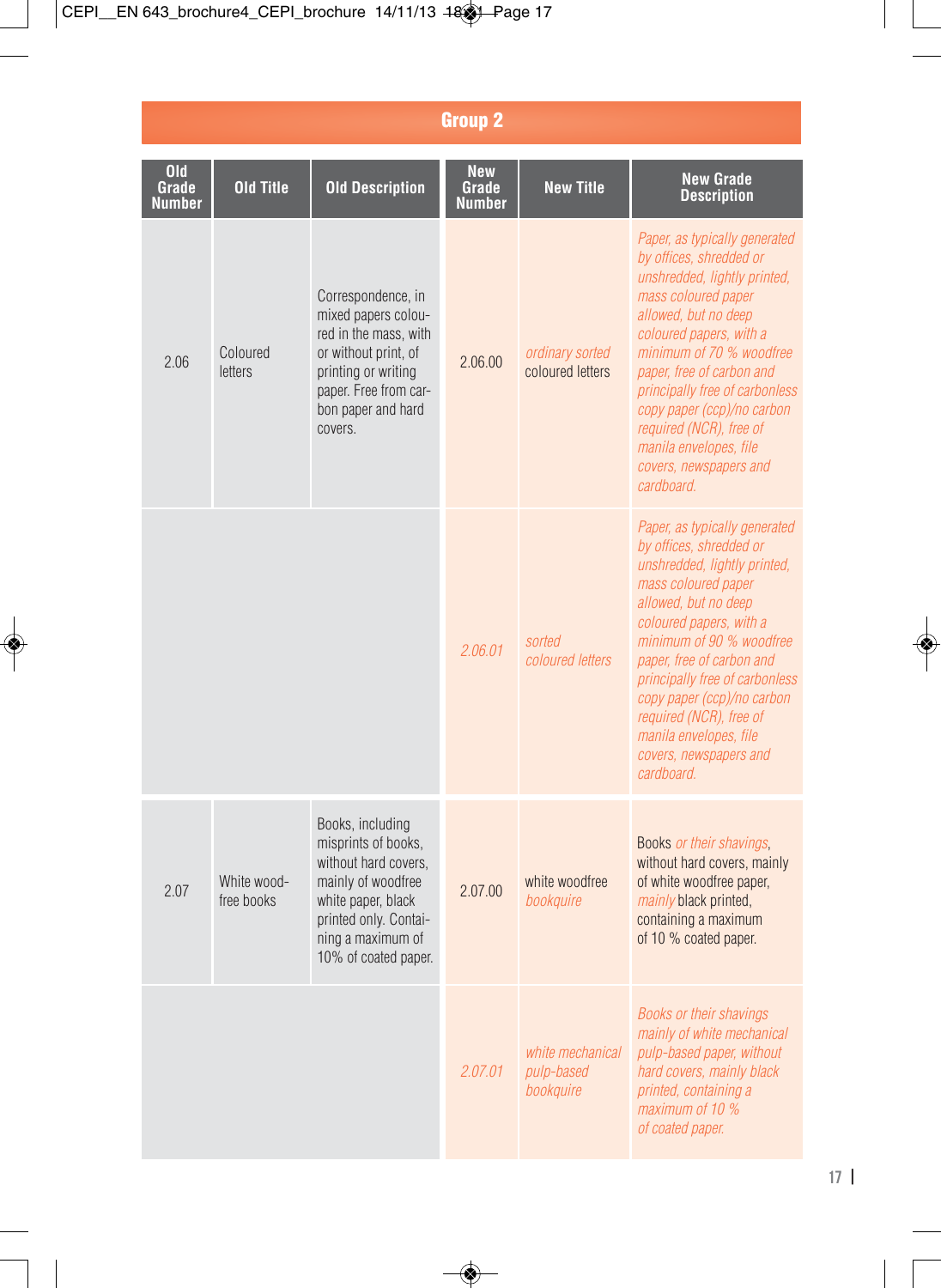## Group 2

| Old Grade Number | Old Title | Old Description | New Grade Number | New Title | New Grade Description |
|---|---|---|---|---|---|
| 2.06 | Coloured letters | Correspondence, in mixed papers coloured in the mass, with or without print, of printing or writing paper. Free from carbon paper and hard covers. | 2.06.00 | *ordinary sorted* coloured letters | *Paper, as typically generated by offices, shredded or unshredded, lightly printed, mass coloured paper allowed, but no deep coloured papers, with a minimum of 70 % woodfree paper, free of carbon and principally free of carbonless copy paper (ccp)/no carbon required (NCR), free of manila envelopes, file covers, newspapers and cardboard.* |
| | | | *2.06.01* | *sorted coloured letters* | *Paper, as typically generated by offices, shredded or unshredded, lightly printed, mass coloured paper allowed, but no deep coloured papers, with a minimum of 90 % woodfree paper, free of carbon and principally free of carbonless copy paper (ccp)/no carbon required (NCR), free of manila envelopes, file covers, newspapers and cardboard.* |
| 2.07 | White woodfree books | Books, including misprints of books, without hard covers, mainly of woodfree white paper, black printed only. Containing a maximum of 10% of coated paper. | 2.07.00 | white woodfree *bookquire* | Books *or their shavings*, without hard covers, mainly of white woodfree paper, *mainly* black printed, containing a maximum of 10 % coated paper. |
| | | | *2.07.01* | *white mechanical pulp-based bookquire* | *Books or their shavings mainly of white mechanical pulp-based paper, without hard covers, mainly black printed, containing a maximum of 10 % of coated paper.* |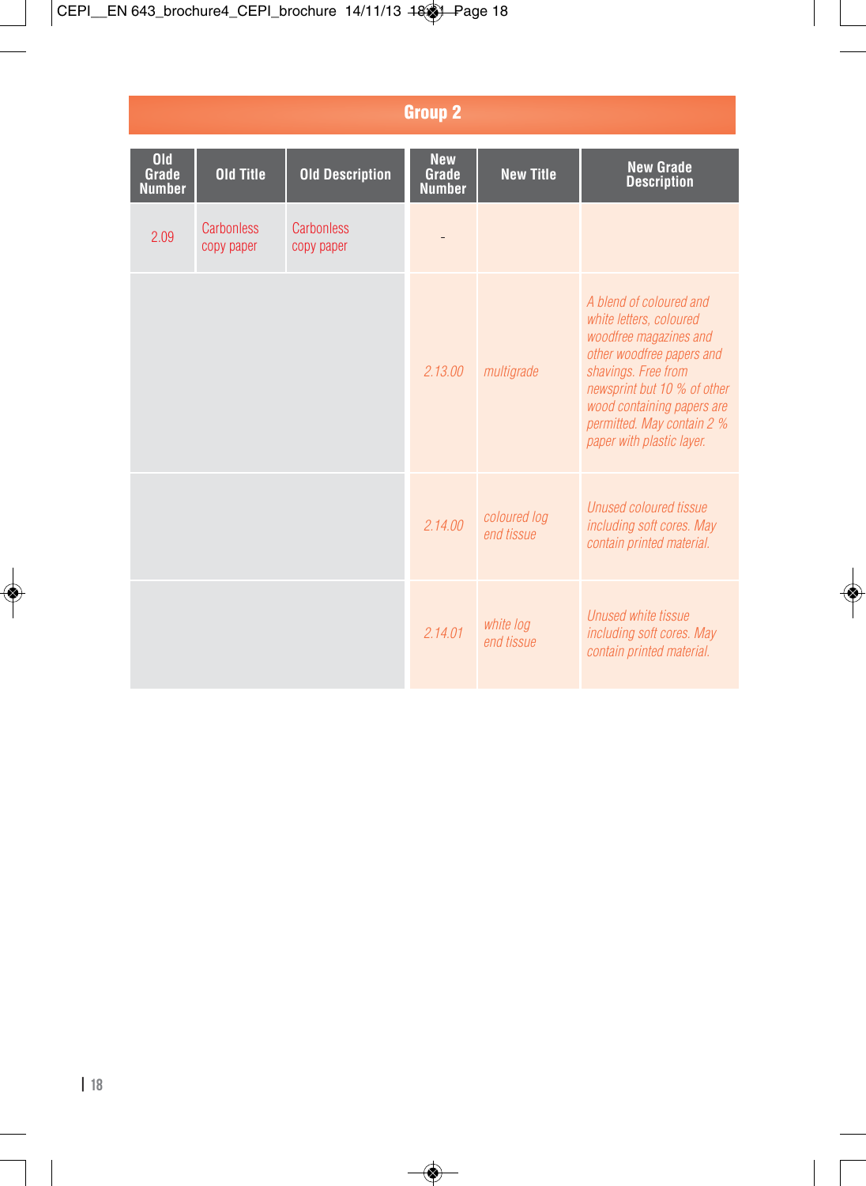## Group 2

| Old Grade Number | Old Title | Old Description | New Grade Number | New Title | New Grade Description |
|---|---|---|---|---|---|
| 2.09 | Carbonless copy paper | Carbonless copy paper | - | | |
| | | | *2.13.00* | *multigrade* | *A blend of coloured and white letters, coloured woodfree magazines and other woodfree papers and shavings. Free from newsprint but 10 % of other wood containing papers are permitted. May contain 2 % paper with plastic layer.* |
| | | | *2.14.00* | *coloured log end tissue* | *Unused coloured tissue including soft cores. May contain printed material.* |
| | | | *2.14.01* | *white log end tissue* | *Unused white tissue including soft cores. May contain printed material.* |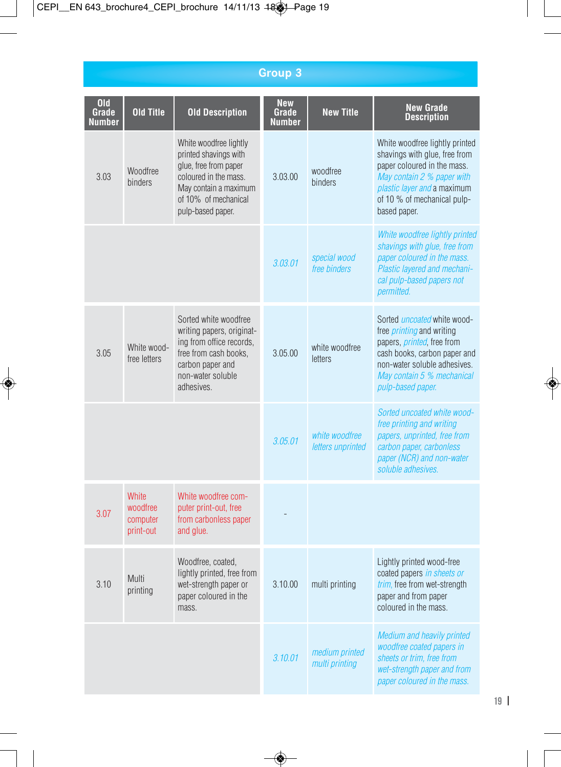## Group 3

| Old Grade Number | Old Title | Old Description | New Grade Number | New Title | New Grade Description |
|---|---|---|---|---|---|
| 3.03 | Woodfree binders | White woodfree lightly printed shavings with glue, free from paper coloured in the mass. May contain a maximum of 10% of mechanical pulp-based paper. | 3.03.00 | woodfree binders | White woodfree lightly printed shavings with glue, free from paper coloured in the mass. *May contain 2 % paper with plastic layer and* a maximum of 10 % of mechanical pulp-based paper. |
| | | | *3.03.01* | *special wood free binders* | *White woodfree lightly printed shavings with glue, free from paper coloured in the mass. Plastic layered and mechanical pulp-based papers not permitted.* |
| 3.05 | White woodfree letters | Sorted white woodfree writing papers, originating from office records, free from cash books, carbon paper and non-water soluble adhesives. | 3.05.00 | white woodfree letters | Sorted *uncoated* white woodfree *printing* and writing papers, *printed*, free from cash books, carbon paper and non-water soluble adhesives. *May contain 5 % mechanical pulp-based paper.* |
| | | | *3.05.01* | *white woodfree letters unprinted* | *Sorted uncoated white woodfree printing and writing papers, unprinted, free from carbon paper, carbonless paper (NCR) and non-water soluble adhesives.* |
| 3.07 | White woodfree computer print-out | White woodfree computer print-out, free from carbonless paper and glue. | - | | |
| 3.10 | Multi printing | Woodfree, coated, lightly printed, free from wet-strength paper or paper coloured in the mass. | 3.10.00 | multi printing | Lightly printed wood-free coated papers *in sheets or trim,* free from wet-strength paper and from paper coloured in the mass. |
| | | | *3.10.01* | *medium printed multi printing* | *Medium and heavily printed woodfree coated papers in sheets or trim, free from wet-strength paper and from paper coloured in the mass.* |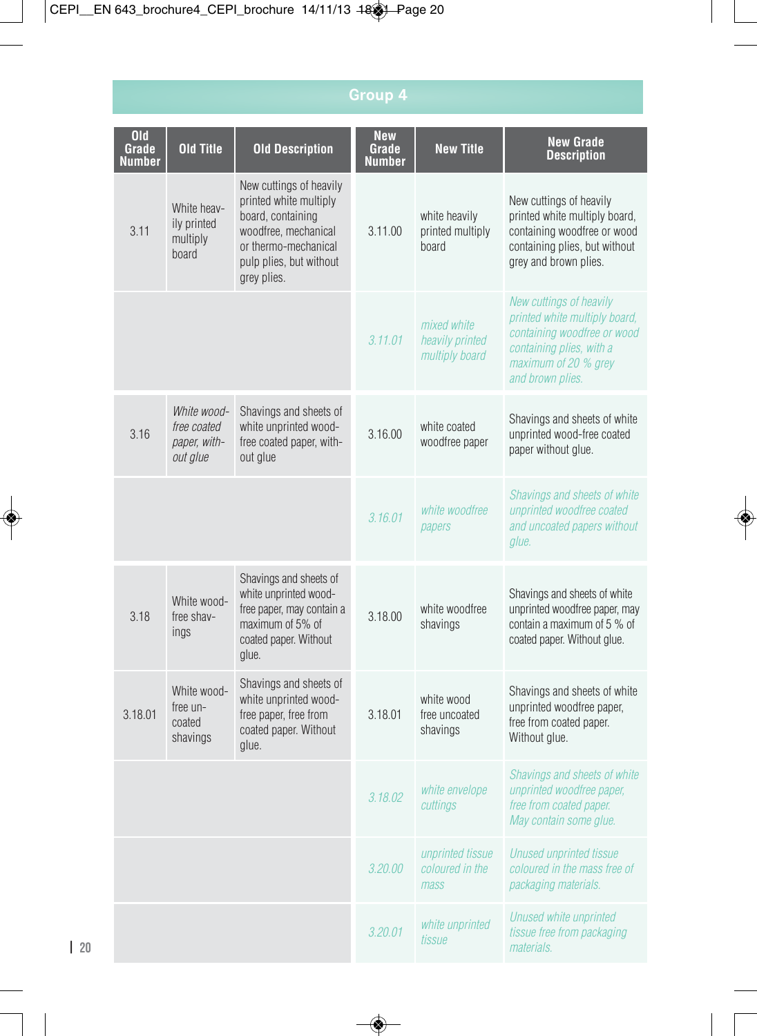## Group 4

| Old Grade Number | Old Title | Old Description | New Grade Number | New Title | New Grade Description |
|---|---|---|---|---|---|
| 3.11 | White heavily printed multiply board | New cuttings of heavily printed white multiply board, containing woodfree, mechanical or thermo-mechanical pulp plies, but without grey plies. | 3.11.00 | white heavily printed multiply board | New cuttings of heavily printed white multiply board, containing woodfree or wood containing plies, but without grey and brown plies. |
| | | | *3.11.01* | *mixed white heavily printed multiply board* | *New cuttings of heavily printed white multiply board, containing woodfree or wood containing plies, with a maximum of 20 % grey and brown plies.* |
| 3.16 | *White woodfree coated paper, without glue* | Shavings and sheets of white unprinted woodfree coated paper, without glue | 3.16.00 | white coated woodfree paper | Shavings and sheets of white unprinted wood-free coated paper without glue. |
| | | | *3.16.01* | *white woodfree papers* | *Shavings and sheets of white unprinted woodfree coated and uncoated papers without glue.* |
| 3.18 | White woodfree shavings | Shavings and sheets of white unprinted woodfree paper, may contain a maximum of 5% of coated paper. Without glue. | 3.18.00 | white woodfree shavings | Shavings and sheets of white unprinted woodfree paper, may contain a maximum of 5 % of coated paper. Without glue. |
| 3.18.01 | White woodfree uncoated shavings | Shavings and sheets of white unprinted woodfree paper, free from coated paper. Without glue. | 3.18.01 | white wood free uncoated shavings | Shavings and sheets of white unprinted woodfree paper, free from coated paper. Without glue. |
| | | | *3.18.02* | *white envelope cuttings* | *Shavings and sheets of white unprinted woodfree paper, free from coated paper. May contain some glue.* |
| | | | *3.20.00* | *unprinted tissue coloured in the mass* | *Unused unprinted tissue coloured in the mass free of packaging materials.* |
| | | | *3.20.01* | *white unprinted tissue* | *Unused white unprinted tissue free from packaging materials.* |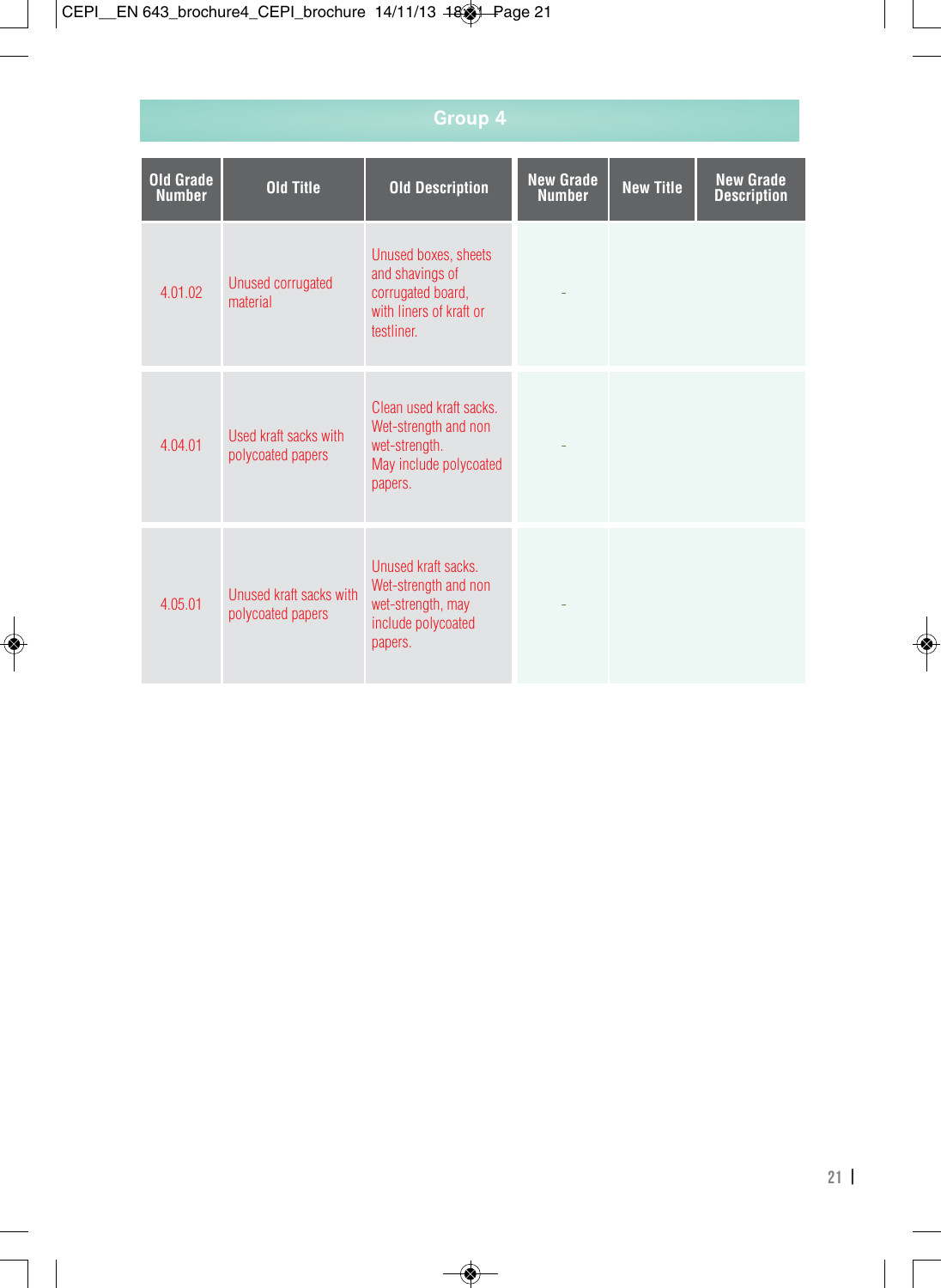## Group 4

| Old Grade Number | Old Title | Old Description | New Grade Number | New Title | New Grade Description |
|---|---|---|---|---|---|
| 4.01.02 | Unused corrugated material | Unused boxes, sheets and shavings of corrugated board, with liners of kraft or testliner. | - | | |
| 4.04.01 | Used kraft sacks with polycoated papers | Clean used kraft sacks. Wet-strength and non wet-strength. May include polycoated papers. | - | | |
| 4.05.01 | Unused kraft sacks with polycoated papers | Unused kraft sacks. Wet-strength and non wet-strength, may include polycoated papers. | - | | |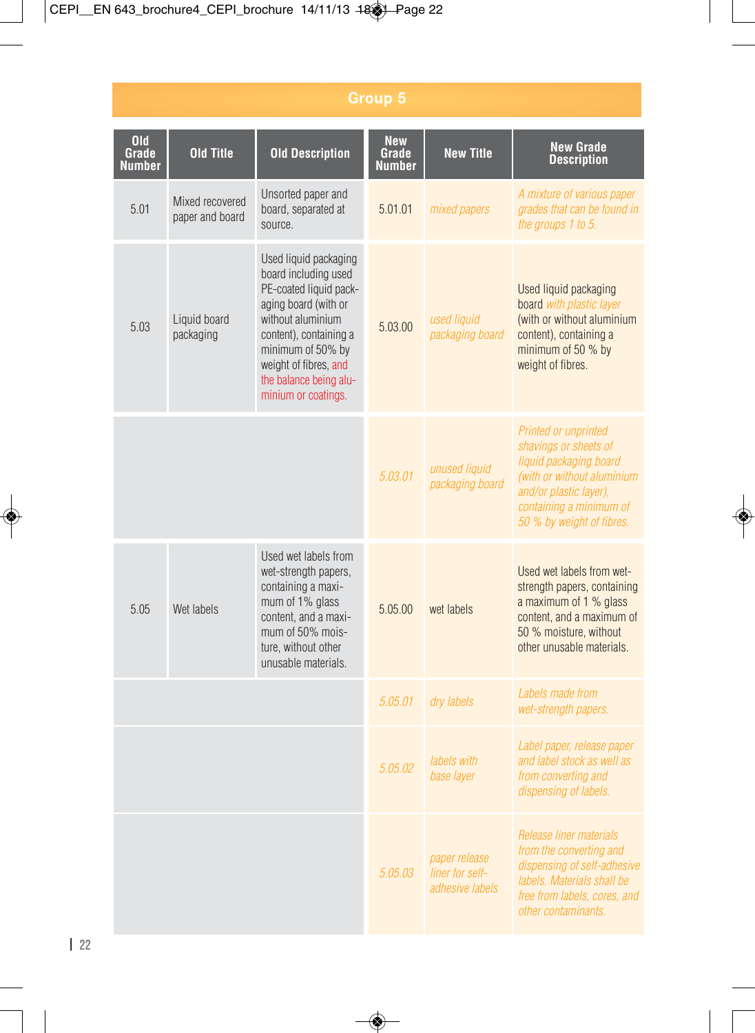## Group 5

| Old Grade Number | Old Title | Old Description | New Grade Number | New Title | New Grade Description |
|---|---|---|---|---|---|
| 5.01 | Mixed recovered paper and board | Unsorted paper and board, separated at source. | 5.01.01 | *mixed papers* | *A mixture of various paper grades that can be found in the groups 1 to 5.* |
| 5.03 | Liquid board packaging | Used liquid packaging board including used PE-coated liquid packaging board (with or without aluminium content), containing a minimum of 50% by weight of fibres, and the balance being aluminium or coatings. | 5.03.00 | *used liquid packaging board* | Used liquid packaging board *with plastic layer* (with or without aluminium content), containing a minimum of 50 % by weight of fibres. |
| | | | *5.03.01* | *unused liquid packaging board* | *Printed or unprinted shavings or sheets of liquid packaging board (with or without aluminium and/or plastic layer), containing a minimum of 50 % by weight of fibres.* |
| 5.05 | Wet labels | Used wet labels from wet-strength papers, containing a maximum of 1% glass content, and a maximum of 50% moisture, without other unusable materials. | 5.05.00 | wet labels | Used wet labels from wet-strength papers, containing a maximum of 1 % glass content, and a maximum of 50 % moisture, without other unusable materials. |
| | | | *5.05.01* | *dry labels* | *Labels made from wet-strength papers.* |
| | | | *5.05.02* | *labels with base layer* | *Label paper, release paper and label stock as well as from converting and dispensing of labels.* |
| | | | *5.05.03* | *paper release liner for self-adhesive labels* | *Release liner materials from the converting and dispensing of self-adhesive labels. Materials shall be free from labels, cores, and other contaminants.* |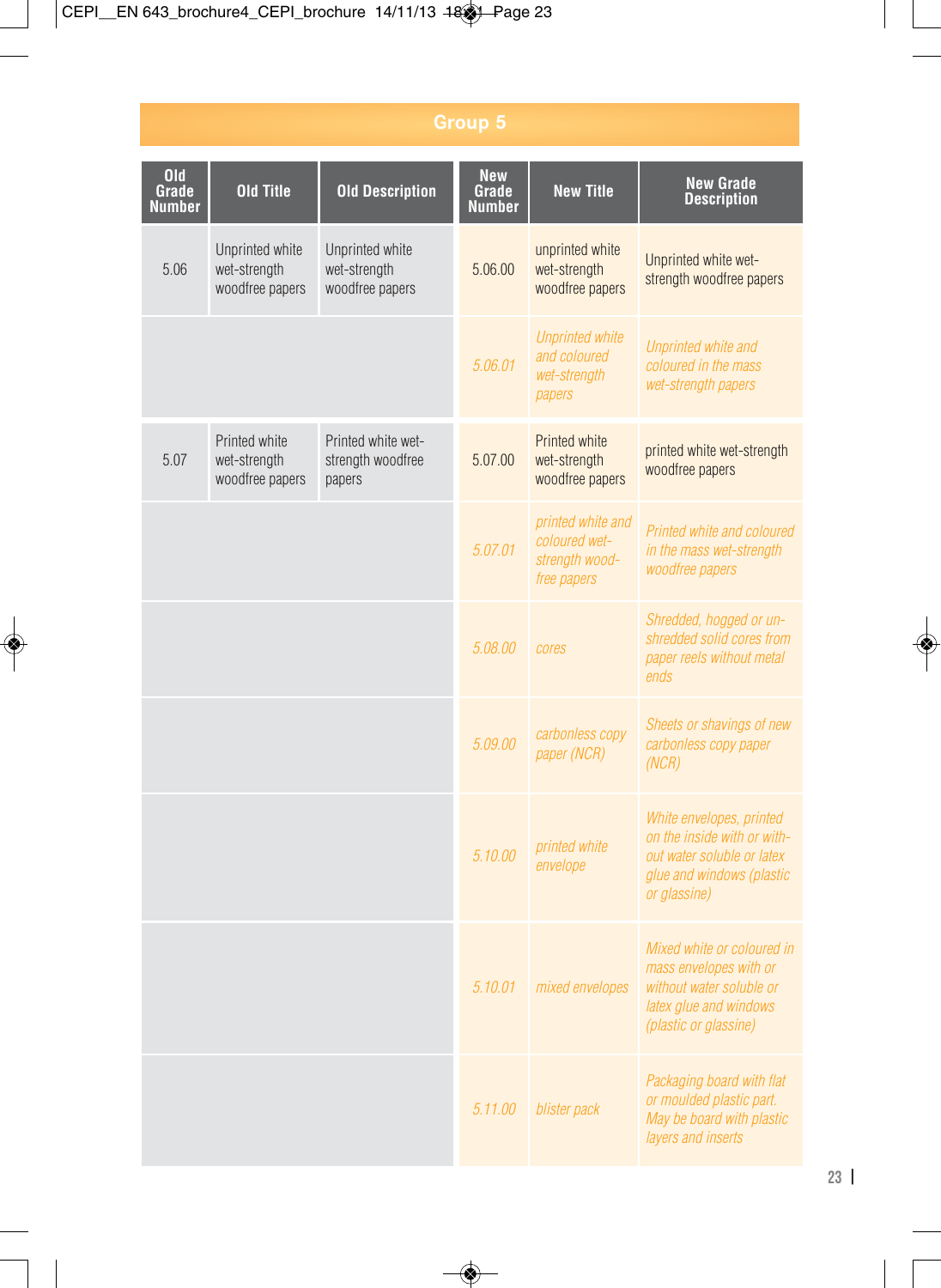## Group 5

| Old Grade Number | Old Title | Old Description | New Grade Number | New Title | New Grade Description |
|---|---|---|---|---|---|
| 5.06 | Unprinted white wet-strength woodfree papers | Unprinted white wet-strength woodfree papers | 5.06.00 | unprinted white wet-strength woodfree papers | Unprinted white wet-strength woodfree papers |
| | | | *5.06.01* | *Unprinted white and coloured wet-strength papers* | *Unprinted white and coloured in the mass wet-strength papers* |
| 5.07 | Printed white wet-strength woodfree papers | Printed white wet-strength woodfree papers | 5.07.00 | Printed white wet-strength woodfree papers | printed white wet-strength woodfree papers |
| | | | *5.07.01* | *printed white and coloured wet-strength wood-free papers* | *Printed white and coloured in the mass wet-strength woodfree papers* |
| | | | *5.08.00* | *cores* | *Shredded, hogged or un-shredded solid cores from paper reels without metal ends* |
| | | | *5.09.00* | *carbonless copy paper (NCR)* | *Sheets or shavings of new carbonless copy paper (NCR)* |
| | | | *5.10.00* | *printed white envelope* | *White envelopes, printed on the inside with or with-out water soluble or latex glue and windows (plastic or glassine)* |
| | | | *5.10.01* | *mixed envelopes* | *Mixed white or coloured in mass envelopes with or without water soluble or latex glue and windows (plastic or glassine)* |
| | | | *5.11.00* | *blister pack* | *Packaging board with flat or moulded plastic part. May be board with plastic layers and inserts* |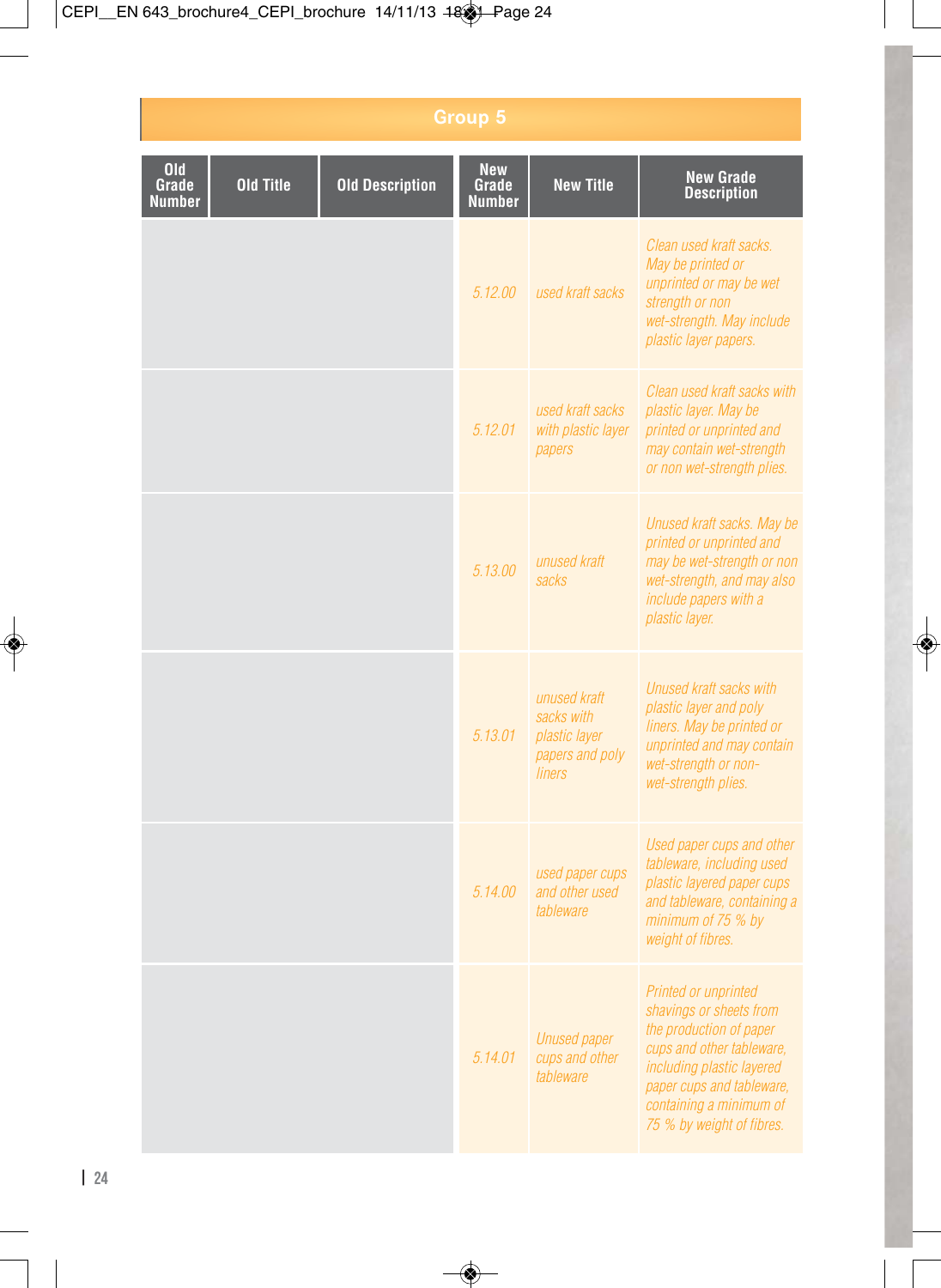## Group 5

| Old Grade Number | Old Title | Old Description | New Grade Number | New Title | New Grade Description |
|---|---|---|---|---|---|
| | | | 5.12.00 | used kraft sacks | Clean used kraft sacks. May be printed or unprinted or may be wet strength or non wet-strength. May include plastic layer papers. |
| | | | 5.12.01 | used kraft sacks with plastic layer papers | Clean used kraft sacks with plastic layer. May be printed or unprinted and may contain wet-strength or non wet-strength plies. |
| | | | 5.13.00 | unused kraft sacks | Unused kraft sacks. May be printed or unprinted and may be wet-strength or non wet-strength, and may also include papers with a plastic layer. |
| | | | 5.13.01 | unused kraft sacks with plastic layer papers and poly liners | Unused kraft sacks with plastic layer and poly liners. May be printed or unprinted and may contain wet-strength or non-wet-strength plies. |
| | | | 5.14.00 | used paper cups and other used tableware | Used paper cups and other tableware, including used plastic layered paper cups and tableware, containing a minimum of 75 % by weight of fibres. |
| | | | 5.14.01 | Unused paper cups and other tableware | Printed or unprinted shavings or sheets from the production of paper cups and other tableware, including plastic layered paper cups and tableware, containing a minimum of 75 % by weight of fibres. |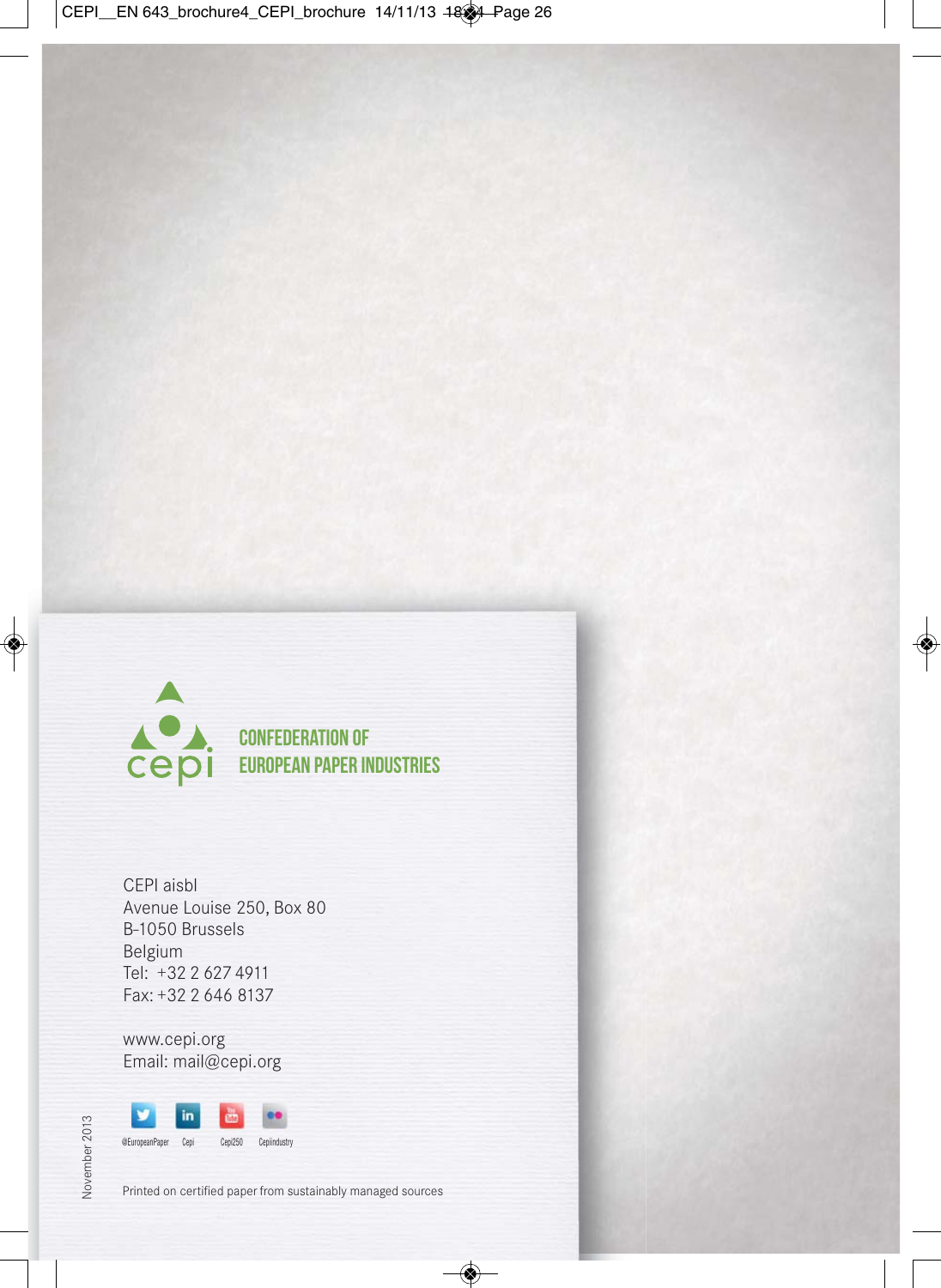cepi

**CONFEDERATION OF EUROPEAN PAPER INDUSTRIES**

CEPI aisbl
Avenue Louise 250, Box 80
B-1050 Brussels
Belgium
Tel: +32 2 627 4911
Fax: +32 2 646 8137

www.cepi.org
Email: mail@cepi.org

@EuropeanPaper Cepi Cepi250 Cepiindustry

November 2013

Printed on certified paper from sustainably managed sources